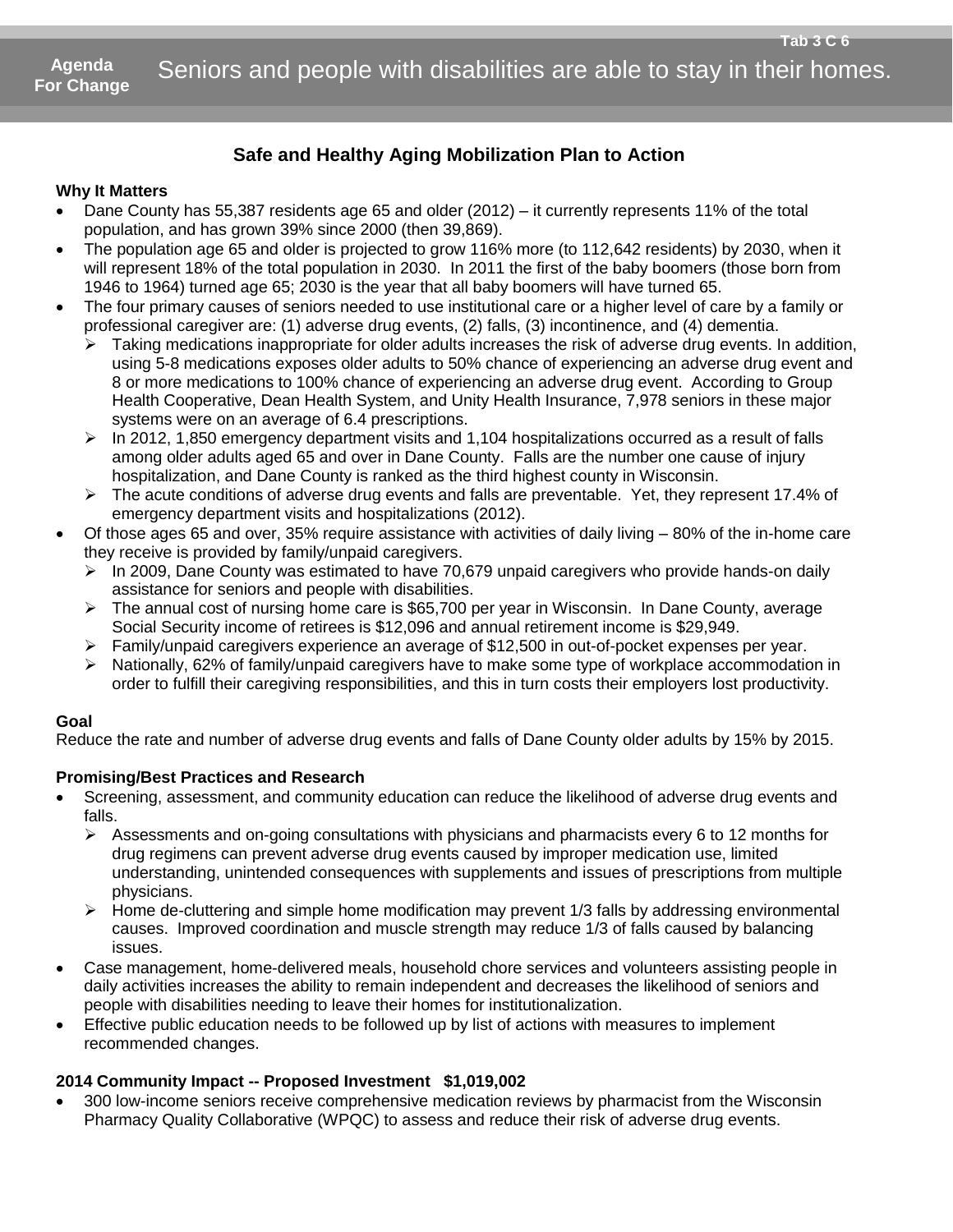**Agenda For Change** Seniors and people with disabilities are able to stay in their homes.

## Safe and Healthy Aging Mobilization Plan to Action

**Why It Matters**

- Dane County has 55,387 residents age 65 and older (2012) – it currently represents 11% of the total population, and has grown 39% since 2000 (then 39,869).
- The population age 65 and older is projected to grow 116% more (to 112,642 residents) by 2030, when it will represent 18% of the total population in 2030. In 2011 the first of the baby boomers (those born from 1946 to 1964) turned age 65; 2030 is the year that all baby boomers will have turned 65.
- The four primary causes of seniors needed to use institutional care or a higher level of care by a family or professional caregiver are: (1) adverse drug events, (2) falls, (3) incontinence, and (4) dementia.
  - Taking medications inappropriate for older adults increases the risk of adverse drug events. In addition, using 5-8 medications exposes older adults to 50% chance of experiencing an adverse drug event and 8 or more medications to 100% chance of experiencing an adverse drug event. According to Group Health Cooperative, Dean Health System, and Unity Health Insurance, 7,978 seniors in these major systems were on an average of 6.4 prescriptions.
  - In 2012, 1,850 emergency department visits and 1,104 hospitalizations occurred as a result of falls among older adults aged 65 and over in Dane County. Falls are the number one cause of injury hospitalization, and Dane County is ranked as the third highest county in Wisconsin.
  - The acute conditions of adverse drug events and falls are preventable. Yet, they represent 17.4% of emergency department visits and hospitalizations (2012).
- Of those ages 65 and over, 35% require assistance with activities of daily living – 80% of the in-home care they receive is provided by family/unpaid caregivers.
  - In 2009, Dane County was estimated to have 70,679 unpaid caregivers who provide hands-on daily assistance for seniors and people with disabilities.
  - The annual cost of nursing home care is $65,700 per year in Wisconsin. In Dane County, average Social Security income of retirees is $12,096 and annual retirement income is $29,949.
  - Family/unpaid caregivers experience an average of $12,500 in out-of-pocket expenses per year.
  - Nationally, 62% of family/unpaid caregivers have to make some type of workplace accommodation in order to fulfill their caregiving responsibilities, and this in turn costs their employers lost productivity.

**Goal**

Reduce the rate and number of adverse drug events and falls of Dane County older adults by 15% by 2015.

**Promising/Best Practices and Research**

- Screening, assessment, and community education can reduce the likelihood of adverse drug events and falls.
  - Assessments and on-going consultations with physicians and pharmacists every 6 to 12 months for drug regimens can prevent adverse drug events caused by improper medication use, limited understanding, unintended consequences with supplements and issues of prescriptions from multiple physicians.
  - Home de-cluttering and simple home modification may prevent 1/3 falls by addressing environmental causes. Improved coordination and muscle strength may reduce 1/3 of falls caused by balancing issues.
- Case management, home-delivered meals, household chore services and volunteers assisting people in daily activities increases the ability to remain independent and decreases the likelihood of seniors and people with disabilities needing to leave their homes for institutionalization.
- Effective public education needs to be followed up by list of actions with measures to implement recommended changes.

**2014 Community Impact -- Proposed Investment $1,019,002**

- 300 low-income seniors receive comprehensive medication reviews by pharmacist from the Wisconsin Pharmacy Quality Collaborative (WPQC) to assess and reduce their risk of adverse drug events.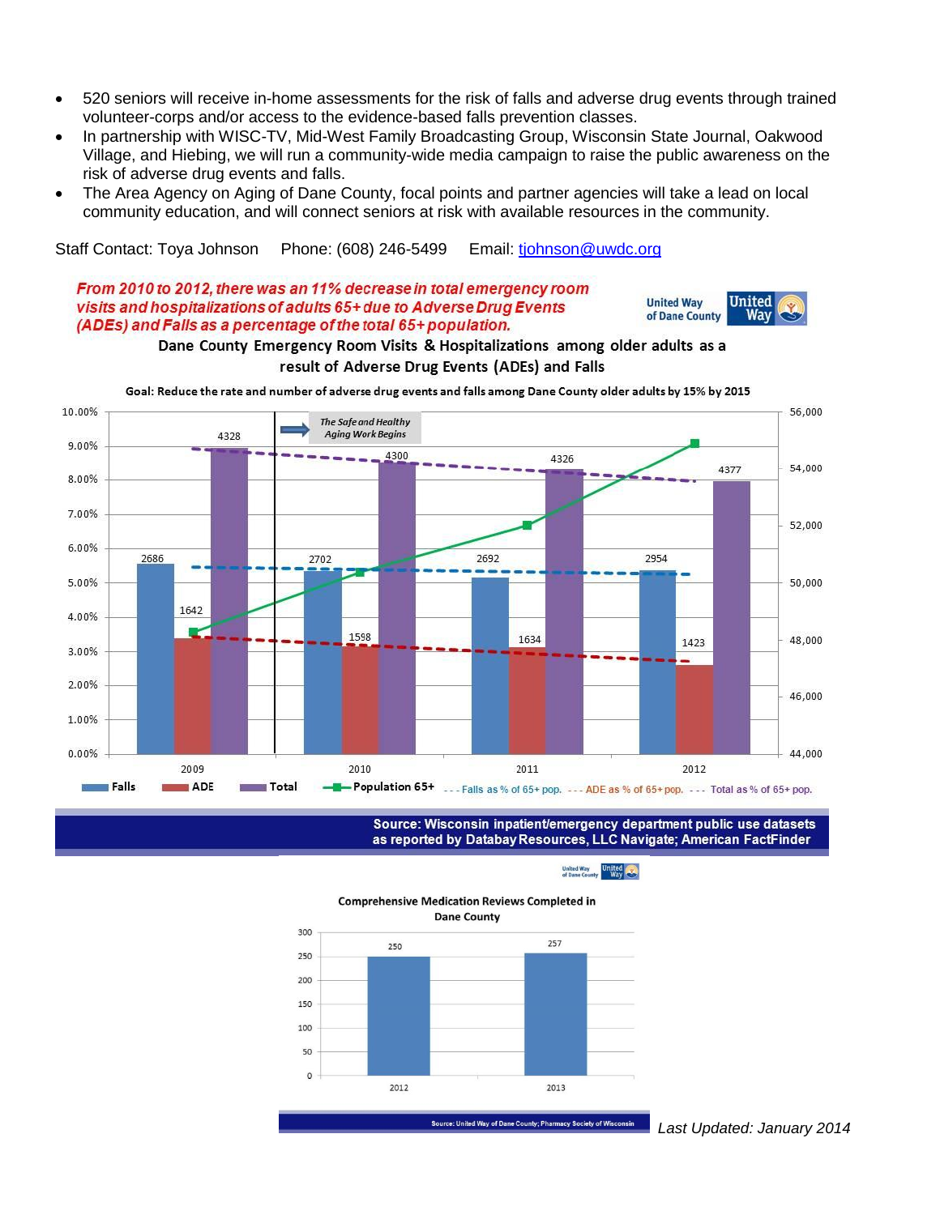- 520 seniors will receive in-home assessments for the risk of falls and adverse drug events through trained volunteer-corps and/or access to the evidence-based falls prevention classes.
- In partnership with WISC-TV, Mid-West Family Broadcasting Group, Wisconsin State Journal, Oakwood Village, and Hiebing, we will run a community-wide media campaign to raise the public awareness on the risk of adverse drug events and falls.
- The Area Agency on Aging of Dane County, focal points and partner agencies will take a lead on local community education, and will connect seniors at risk with available resources in the community.

Staff Contact: Toya Johnson Phone: (608) 246-5499 Email: tjohnson@uwdc.org

***From 2010 to 2012, there was an 11% decrease in total emergency room visits and hospitalizations of adults 65+ due to Adverse Drug Events (ADEs) and Falls as a percentage of the total 65+ population.***

**Dane County Emergency Room Visits & Hospitalizations among older adults as a result of Adverse Drug Events (ADEs) and Falls**

**Goal: Reduce the rate and number of adverse drug events and falls among Dane County older adults by 15% by 2015**

*The Safe and Healthy Aging Work Begins*

| Year | Falls | ADE | Total |
|---|---|---|---|
| 2009 | 2686 | 1642 | 4328 |
| 2010 | 2702 | 1598 | 4300 |
| 2011 | 2692 | 1634 | 4326 |
| 2012 | 2954 | 1423 | 4377 |

Falls ADE Total Population 65+ --- Falls as % of 65+ pop. --- ADE as % of 65+ pop. --- Total as % of 65+ pop.

**Source: Wisconsin inpatient/emergency department public use datasets as reported by Databay Resources, LLC Navigate; American FactFinder**

**Comprehensive Medication Reviews Completed in Dane County**

| Year | Reviews |
|---|---|
| 2012 | 250 |
| 2013 | 257 |

Source: United Way of Dane County; Pharmacy Society of Wisconsin

*Last Updated: January 2014*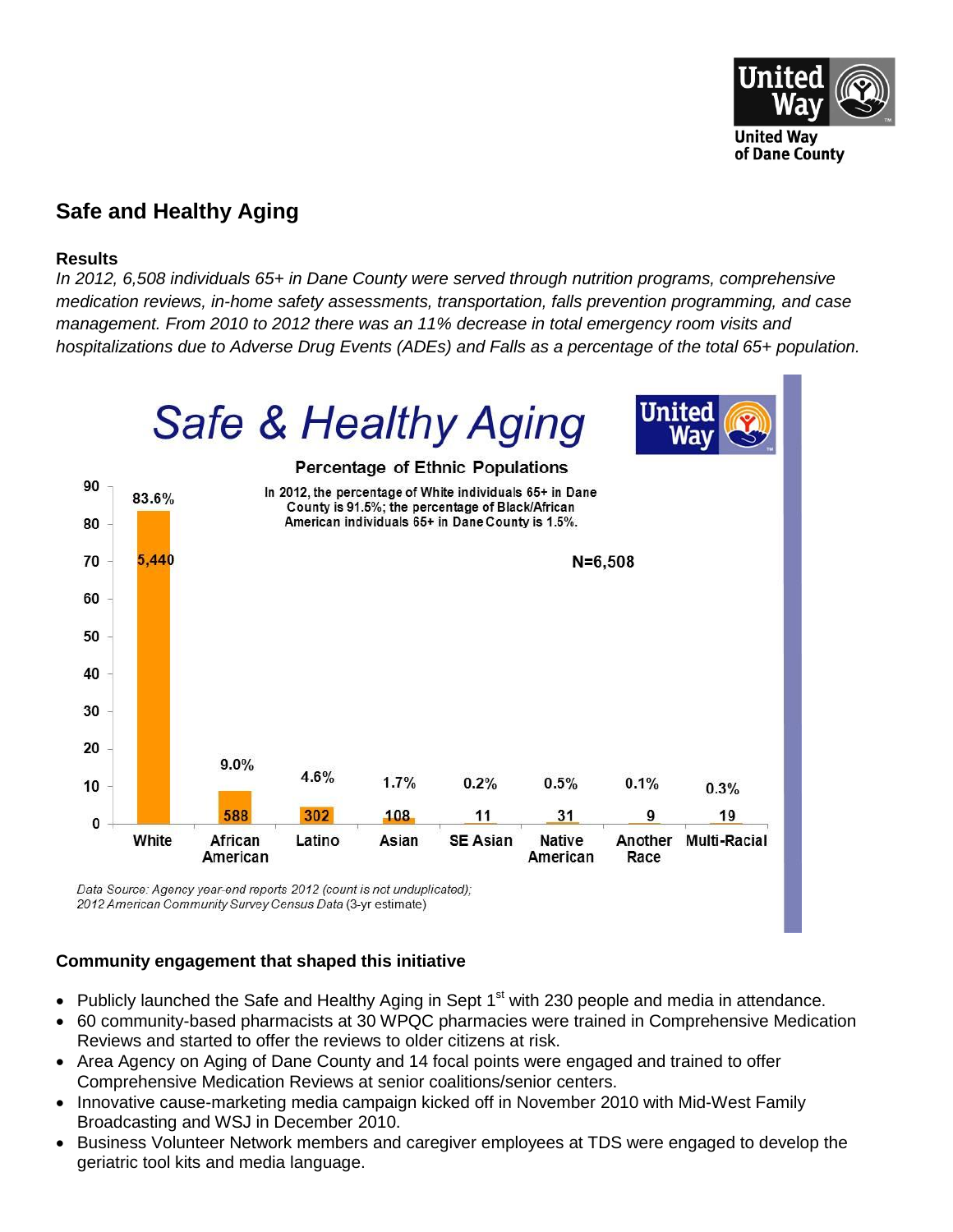## Safe and Healthy Aging

**Results**

*In 2012, 6,508 individuals 65+ in Dane County were served through nutrition programs, comprehensive medication reviews, in-home safety assessments, transportation, falls prevention programming, and case management. From 2010 to 2012 there was an 11% decrease in total emergency room visits and hospitalizations due to Adverse Drug Events (ADEs) and Falls as a percentage of the total 65+ population.*

**Safe & Healthy Aging**

**Percentage of Ethnic Populations**

In 2012, the percentage of White individuals 65+ in Dane County is 91.5%; the percentage of Black/African American individuals 65+ in Dane County is 1.5%.

N=6,508

| Group | Count | Percentage |
|---|---|---|
| White | 5,440 | 83.6% |
| African American | 588 | 9.0% |
| Latino | 302 | 4.6% |
| Asian | 108 | 1.7% |
| SE Asian | 11 | 0.2% |
| Native American | 31 | 0.5% |
| Another Race | 9 | 0.1% |
| Multi-Racial | 19 | 0.3% |

*Data Source: Agency year-end reports 2012 (count is not unduplicated); 2012 American Community Survey Census Data* (3-yr estimate)

**Community engagement that shaped this initiative**

- Publicly launched the Safe and Healthy Aging in Sept 1st with 230 people and media in attendance.
- 60 community-based pharmacists at 30 WPQC pharmacies were trained in Comprehensive Medication Reviews and started to offer the reviews to older citizens at risk.
- Area Agency on Aging of Dane County and 14 focal points were engaged and trained to offer Comprehensive Medication Reviews at senior coalitions/senior centers.
- Innovative cause-marketing media campaign kicked off in November 2010 with Mid-West Family Broadcasting and WSJ in December 2010.
- Business Volunteer Network members and caregiver employees at TDS were engaged to develop the geriatric tool kits and media language.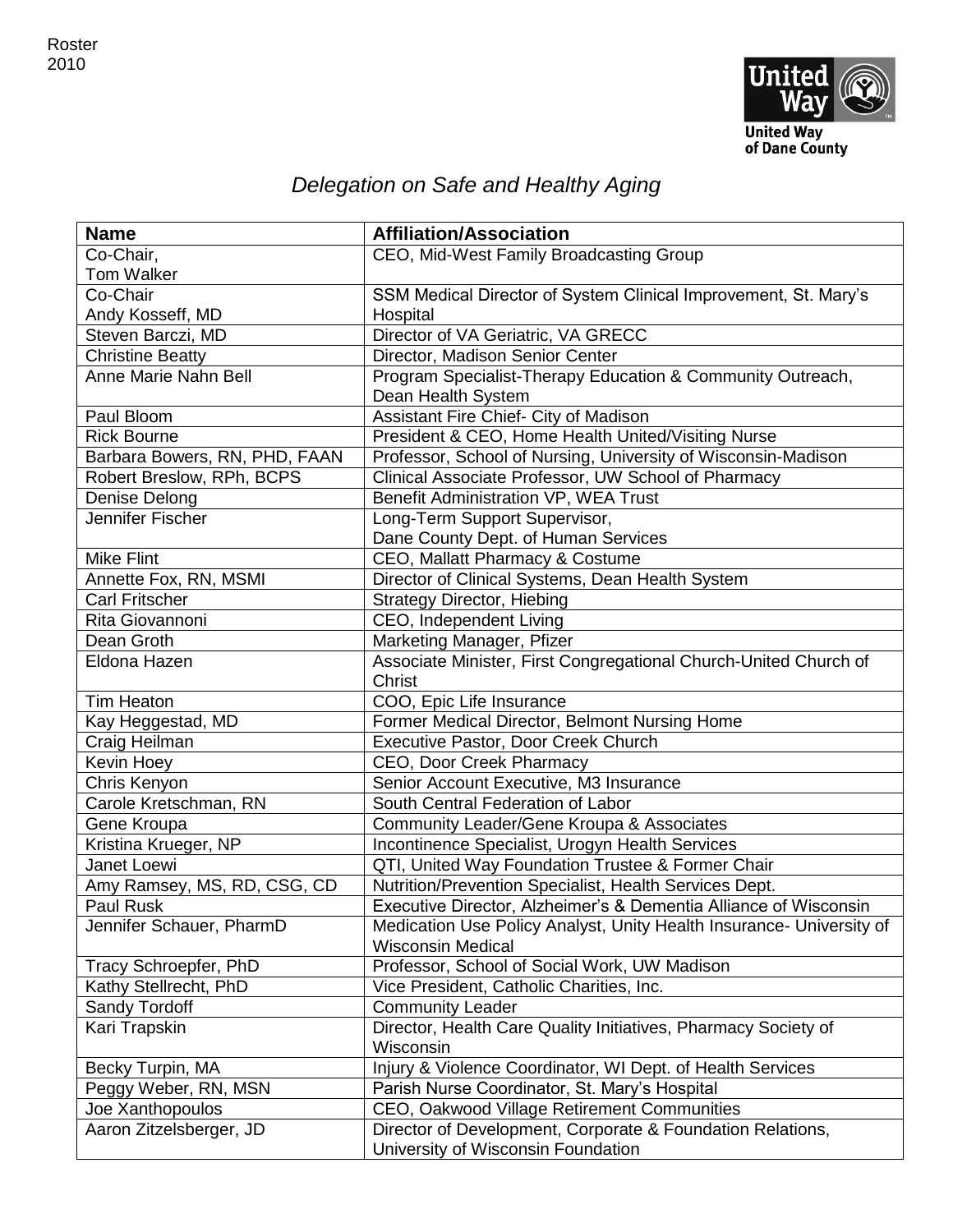Roster
2010

United Way of Dane County

## *Delegation on Safe and Healthy Aging*

| Name | Affiliation/Association |
|---|---|
| Co-Chair, Tom Walker | CEO, Mid-West Family Broadcasting Group |
| Co-Chair Andy Kosseff, MD | SSM Medical Director of System Clinical Improvement, St. Mary's Hospital |
| Steven Barczi, MD | Director of VA Geriatric, VA GRECC |
| Christine Beatty | Director, Madison Senior Center |
| Anne Marie Nahn Bell | Program Specialist-Therapy Education & Community Outreach, Dean Health System |
| Paul Bloom | Assistant Fire Chief- City of Madison |
| Rick Bourne | President & CEO, Home Health United/Visiting Nurse |
| Barbara Bowers, RN, PHD, FAAN | Professor, School of Nursing, University of Wisconsin-Madison |
| Robert Breslow, RPh, BCPS | Clinical Associate Professor, UW School of Pharmacy |
| Denise Delong | Benefit Administration VP, WEA Trust |
| Jennifer Fischer | Long-Term Support Supervisor, Dane County Dept. of Human Services |
| Mike Flint | CEO, Mallatt Pharmacy & Costume |
| Annette Fox, RN, MSMI | Director of Clinical Systems, Dean Health System |
| Carl Fritscher | Strategy Director, Hiebing |
| Rita Giovannoni | CEO, Independent Living |
| Dean Groth | Marketing Manager, Pfizer |
| Eldona Hazen | Associate Minister, First Congregational Church-United Church of Christ |
| Tim Heaton | COO, Epic Life Insurance |
| Kay Heggestad, MD | Former Medical Director, Belmont Nursing Home |
| Craig Heilman | Executive Pastor, Door Creek Church |
| Kevin Hoey | CEO, Door Creek Pharmacy |
| Chris Kenyon | Senior Account Executive, M3 Insurance |
| Carole Kretschman, RN | South Central Federation of Labor |
| Gene Kroupa | Community Leader/Gene Kroupa & Associates |
| Kristina Krueger, NP | Incontinence Specialist, Urogyn Health Services |
| Janet Loewi | QTI, United Way Foundation Trustee & Former Chair |
| Amy Ramsey, MS, RD, CSG, CD | Nutrition/Prevention Specialist, Health Services Dept. |
| Paul Rusk | Executive Director, Alzheimer's & Dementia Alliance of Wisconsin |
| Jennifer Schauer, PharmD | Medication Use Policy Analyst, Unity Health Insurance- University of Wisconsin Medical |
| Tracy Schroepfer, PhD | Professor, School of Social Work, UW Madison |
| Kathy Stellrecht, PhD | Vice President, Catholic Charities, Inc. |
| Sandy Tordoff | Community Leader |
| Kari Trapskin | Director, Health Care Quality Initiatives, Pharmacy Society of Wisconsin |
| Becky Turpin, MA | Injury & Violence Coordinator, WI Dept. of Health Services |
| Peggy Weber, RN, MSN | Parish Nurse Coordinator, St. Mary's Hospital |
| Joe Xanthopoulos | CEO, Oakwood Village Retirement Communities |
| Aaron Zitzelsberger, JD | Director of Development, Corporate & Foundation Relations, University of Wisconsin Foundation |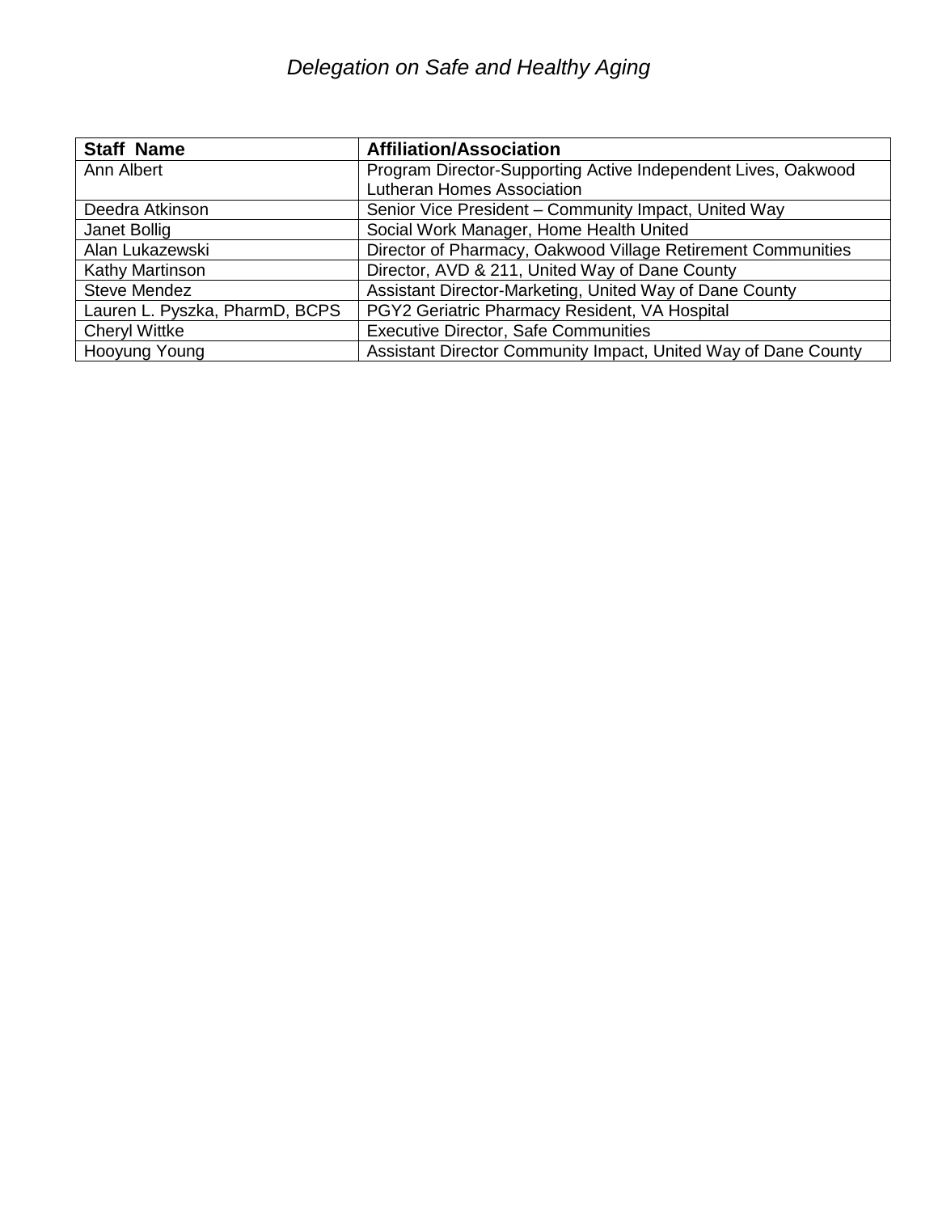*Delegation on Safe and Healthy Aging*

| **Staff Name** | **Affiliation/Association** |
| --- | --- |
| Ann Albert | Program Director-Supporting Active Independent Lives, Oakwood Lutheran Homes Association |
| Deedra Atkinson | Senior Vice President – Community Impact, United Way |
| Janet Bollig | Social Work Manager, Home Health United |
| Alan Lukazewski | Director of Pharmacy, Oakwood Village Retirement Communities |
| Kathy Martinson | Director, AVD & 211, United Way of Dane County |
| Steve Mendez | Assistant Director-Marketing, United Way of Dane County |
| Lauren L. Pyszka, PharmD, BCPS | PGY2 Geriatric Pharmacy Resident, VA Hospital |
| Cheryl Wittke | Executive Director, Safe Communities |
| Hooyung Young | Assistant Director Community Impact, United Way of Dane County |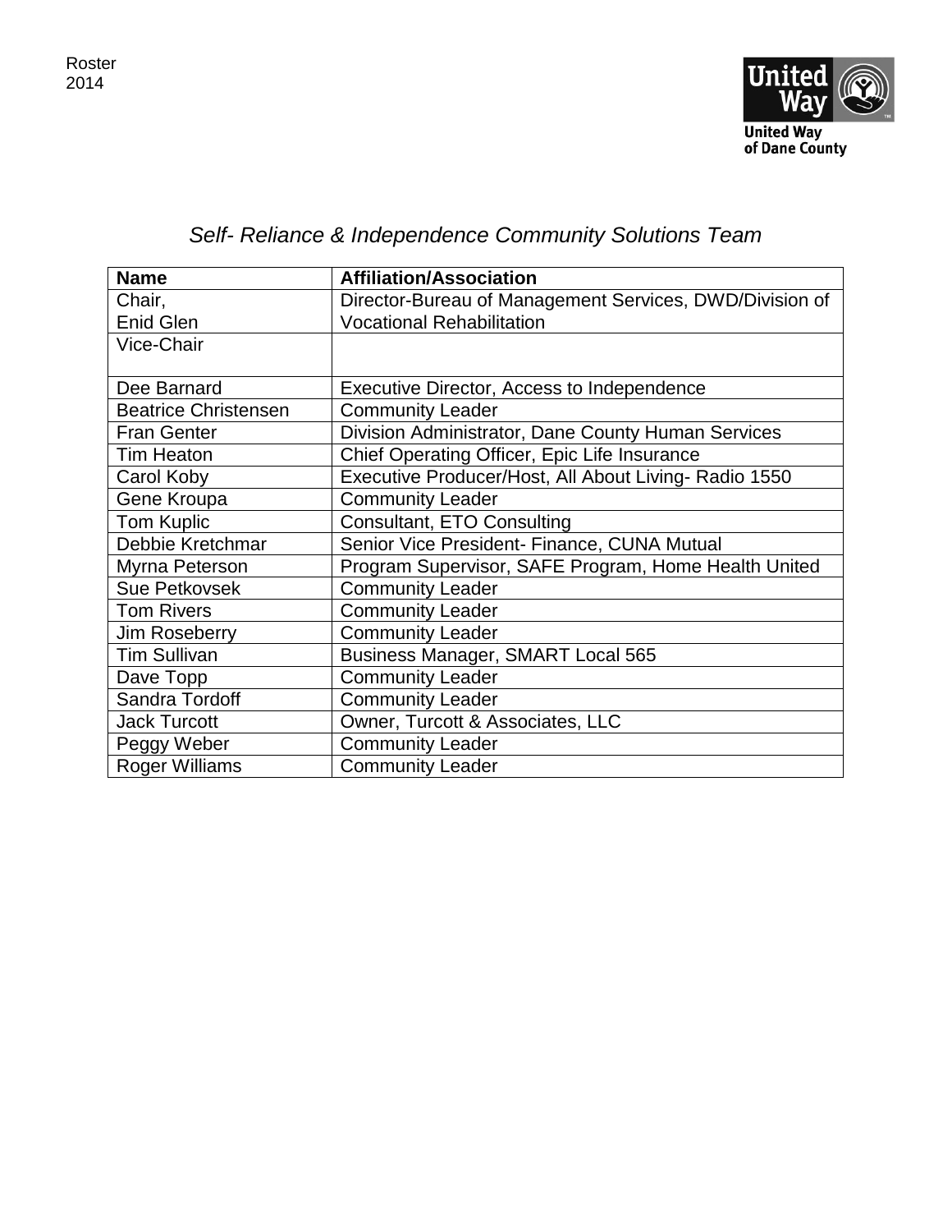Roster
2014

United Way
of Dane County

*Self- Reliance & Independence Community Solutions Team*

| **Name** | **Affiliation/Association** |
|---|---|
| Chair, Enid Glen | Director-Bureau of Management Services, DWD/Division of Vocational Rehabilitation |
| Vice-Chair | |
| Dee Barnard | Executive Director, Access to Independence |
| Beatrice Christensen | Community Leader |
| Fran Genter | Division Administrator, Dane County Human Services |
| Tim Heaton | Chief Operating Officer, Epic Life Insurance |
| Carol Koby | Executive Producer/Host, All About Living- Radio 1550 |
| Gene Kroupa | Community Leader |
| Tom Kuplic | Consultant, ETO Consulting |
| Debbie Kretchmar | Senior Vice President- Finance, CUNA Mutual |
| Myrna Peterson | Program Supervisor, SAFE Program, Home Health United |
| Sue Petkovsek | Community Leader |
| Tom Rivers | Community Leader |
| Jim Roseberry | Community Leader |
| Tim Sullivan | Business Manager, SMART Local 565 |
| Dave Topp | Community Leader |
| Sandra Tordoff | Community Leader |
| Jack Turcott | Owner, Turcott & Associates, LLC |
| Peggy Weber | Community Leader |
| Roger Williams | Community Leader |